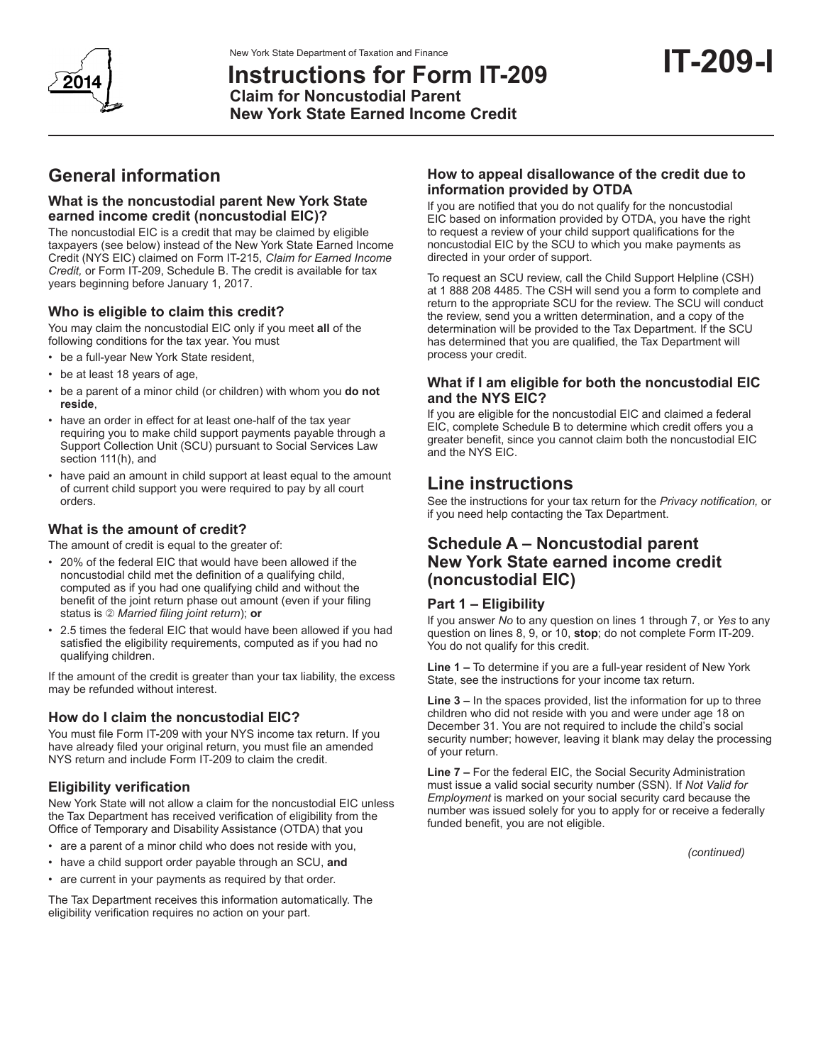New York State Department of Taxation and Finance

# Instructions for Form IT-209

**Claim for Noncustodial Parent New York State Earned Income Credit**

**IT-209-I**

2014

## General information

### What is the noncustodial parent New York State earned income credit (noncustodial EIC)?

The noncustodial EIC is a credit that may be claimed by eligible taxpayers (see below) instead of the New York State Earned Income Credit (NYS EIC) claimed on Form IT-215, *Claim for Earned Income Credit,* or Form IT-209, Schedule B. The credit is available for tax years beginning before January 1, 2017.

### Who is eligible to claim this credit?

You may claim the noncustodial EIC only if you meet **all** of the following conditions for the tax year. You must

- be a full-year New York State resident,
- be at least 18 years of age,
- be a parent of a minor child (or children) with whom you **do not reside**,
- have an order in effect for at least one-half of the tax year requiring you to make child support payments payable through a Support Collection Unit (SCU) pursuant to Social Services Law section 111(h), and
- have paid an amount in child support at least equal to the amount of current child support you were required to pay by all court orders.

### What is the amount of credit?

The amount of credit is equal to the greater of:

- 20% of the federal EIC that would have been allowed if the noncustodial child met the definition of a qualifying child, computed as if you had one qualifying child and without the benefit of the joint return phase out amount (even if your filing status is ② *Married filing joint return*); **or**
- 2.5 times the federal EIC that would have been allowed if you had satisfied the eligibility requirements, computed as if you had no qualifying children.

If the amount of the credit is greater than your tax liability, the excess may be refunded without interest.

### How do I claim the noncustodial EIC?

You must file Form IT-209 with your NYS income tax return. If you have already filed your original return, you must file an amended NYS return and include Form IT-209 to claim the credit.

### Eligibility verification

New York State will not allow a claim for the noncustodial EIC unless the Tax Department has received verification of eligibility from the Office of Temporary and Disability Assistance (OTDA) that you

- are a parent of a minor child who does not reside with you,
- have a child support order payable through an SCU, **and**
- are current in your payments as required by that order.

The Tax Department receives this information automatically. The eligibility verification requires no action on your part.

### How to appeal disallowance of the credit due to information provided by OTDA

If you are notified that you do not qualify for the noncustodial EIC based on information provided by OTDA, you have the right to request a review of your child support qualifications for the noncustodial EIC by the SCU to which you make payments as directed in your order of support.

To request an SCU review, call the Child Support Helpline (CSH) at 1 888 208 4485. The CSH will send you a form to complete and return to the appropriate SCU for the review. The SCU will conduct the review, send you a written determination, and a copy of the determination will be provided to the Tax Department. If the SCU has determined that you are qualified, the Tax Department will process your credit.

### What if I am eligible for both the noncustodial EIC and the NYS EIC?

If you are eligible for the noncustodial EIC and claimed a federal EIC, complete Schedule B to determine which credit offers you a greater benefit, since you cannot claim both the noncustodial EIC and the NYS EIC.

## Line instructions

See the instructions for your tax return for the *Privacy notification,* or if you need help contacting the Tax Department.

## Schedule A – Noncustodial parent New York State earned income credit (noncustodial EIC)

### Part 1 – Eligibility

If you answer *No* to any question on lines 1 through 7, or *Yes* to any question on lines 8, 9, or 10, **stop**; do not complete Form IT-209. You do not qualify for this credit.

**Line 1 –** To determine if you are a full-year resident of New York State, see the instructions for your income tax return.

**Line 3 –** In the spaces provided, list the information for up to three children who did not reside with you and were under age 18 on December 31. You are not required to include the child's social security number; however, leaving it blank may delay the processing of your return.

**Line 7 –** For the federal EIC, the Social Security Administration must issue a valid social security number (SSN). If *Not Valid for Employment* is marked on your social security card because the number was issued solely for you to apply for or receive a federally funded benefit, you are not eligible.

*(continued)*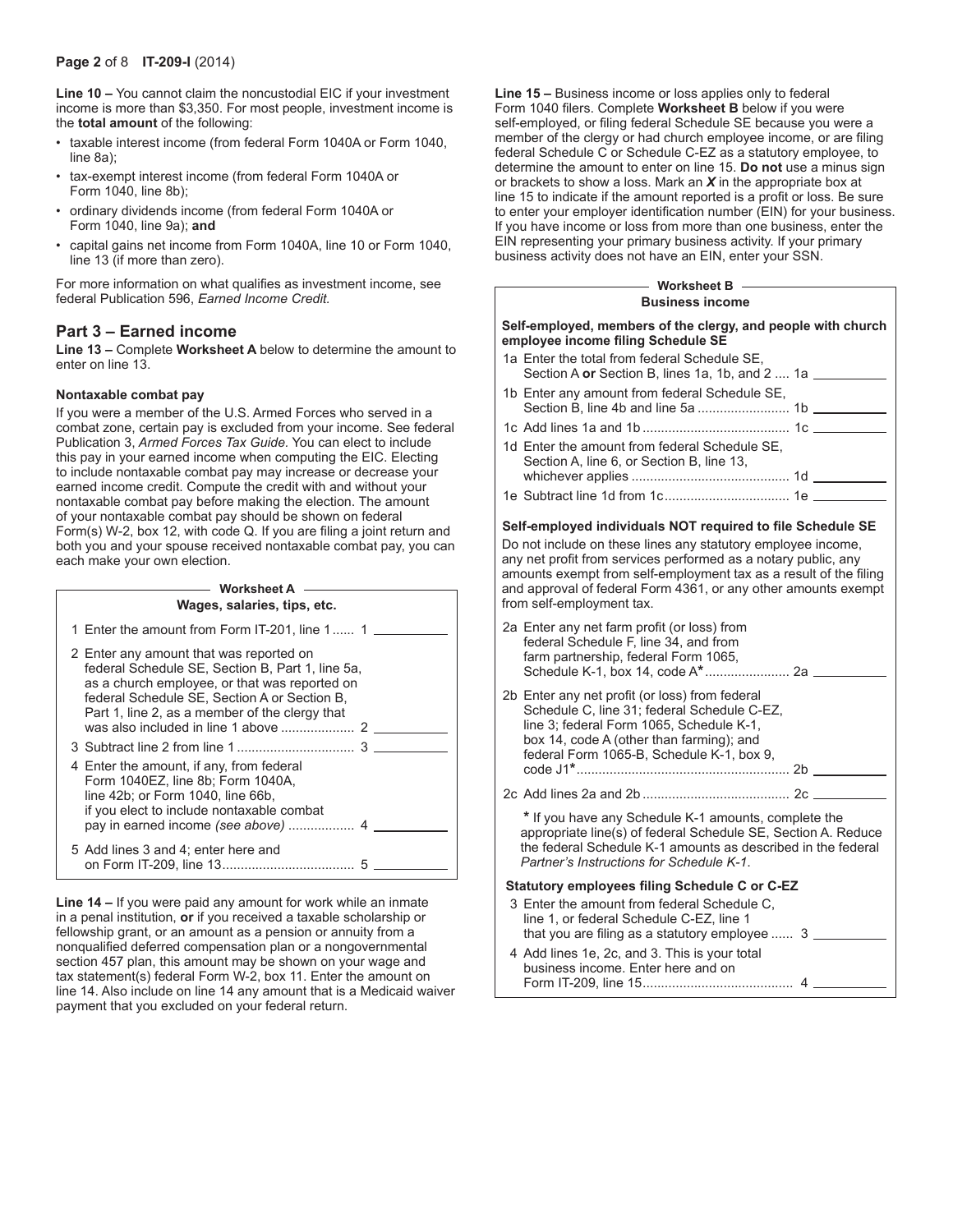**Line 10 –** You cannot claim the noncustodial EIC if your investment income is more than $3,350. For most people, investment income is the **total amount** of the following:

- taxable interest income (from federal Form 1040A or Form 1040, line 8a);
- tax-exempt interest income (from federal Form 1040A or Form 1040, line 8b);
- ordinary dividends income (from federal Form 1040A or Form 1040, line 9a); **and**
- capital gains net income from Form 1040A, line 10 or Form 1040, line 13 (if more than zero).

For more information on what qualifies as investment income, see federal Publication 596, *Earned Income Credit.*

## Part 3 – Earned income

**Line 13 –** Complete **Worksheet A** below to determine the amount to enter on line 13.

### Nontaxable combat pay

If you were a member of the U.S. Armed Forces who served in a combat zone, certain pay is excluded from your income. See federal Publication 3, *Armed Forces Tax Guide.* You can elect to include this pay in your earned income when computing the EIC. Electing to include nontaxable combat pay may increase or decrease your earned income credit. Compute the credit with and without your nontaxable combat pay before making the election. The amount of your nontaxable combat pay should be shown on federal Form(s) W-2, box 12, with code Q. If you are filing a joint return and both you and your spouse received nontaxable combat pay, you can each make your own election.

**Worksheet A**
**Wages, salaries, tips, etc.**

1 Enter the amount from Form IT-201, line 1 ...... 1 ______

2 Enter any amount that was reported on federal Schedule SE, Section B, Part 1, line 5a, as a church employee, or that was reported on federal Schedule SE, Section A or Section B, Part 1, line 2, as a member of the clergy that was also included in line 1 above .................... 2 ______

3 Subtract line 2 from line 1 ................................ 3 ______

4 Enter the amount, if any, from federal Form 1040EZ, line 8b; Form 1040A, line 42b; or Form 1040, line 66b, if you elect to include nontaxable combat pay in earned income *(see above)* .................. 4 ______

5 Add lines 3 and 4; enter here and on Form IT-209, line 13.................................... 5 ______

**Line 14 –** If you were paid any amount for work while an inmate in a penal institution, **or** if you received a taxable scholarship or fellowship grant, or an amount as a pension or annuity from a nonqualified deferred compensation plan or a nongovernmental section 457 plan, this amount may be shown on your wage and tax statement(s) federal Form W-2, box 11. Enter the amount on line 14. Also include on line 14 any amount that is a Medicaid waiver payment that you excluded on your federal return.

**Line 15 –** Business income or loss applies only to federal Form 1040 filers. Complete **Worksheet B** below if you were self-employed, or filing federal Schedule SE because you were a member of the clergy or had church employee income, or are filing federal Schedule C or Schedule C-EZ as a statutory employee, to determine the amount to enter on line 15. **Do not** use a minus sign or brackets to show a loss. Mark an ***X*** in the appropriate box at line 15 to indicate if the amount reported is a profit or loss. Be sure to enter your employer identification number (EIN) for your business. If you have income or loss from more than one business, enter the EIN representing your primary business activity. If your primary business activity does not have an EIN, enter your SSN.

**Worksheet B**
**Business income**

**Self-employed, members of the clergy, and people with church employee income filing Schedule SE**

1a Enter the total from federal Schedule SE, Section A **or** Section B, lines 1a, 1b, and 2 .... 1a ______

1b Enter any amount from federal Schedule SE, Section B, line 4b and line 5a ......................... 1b ______

1c Add lines 1a and 1b ........................................ 1c ______

1d Enter the amount from federal Schedule SE, Section A, line 6, or Section B, line 13, whichever applies ........................................... 1d ______

1e Subtract line 1d from 1c.................................. 1e ______

**Self-employed individuals NOT required to file Schedule SE**

Do not include on these lines any statutory employee income, any net profit from services performed as a notary public, any amounts exempt from self-employment tax as a result of the filing and approval of federal Form 4361, or any other amounts exempt from self-employment tax.

2a Enter any net farm profit (or loss) from federal Schedule F, line 34, and from farm partnership, federal Form 1065, Schedule K-1, box 14, code A* ....................... 2a ______

2b Enter any net profit (or loss) from federal Schedule C, line 31; federal Schedule C-EZ, line 3; federal Form 1065, Schedule K-1, box 14, code A (other than farming); and federal Form 1065-B, Schedule K-1, box 9, code J1* .......................................................... 2b ______

2c Add lines 2a and 2b ........................................ 2c ______

\* If you have any Schedule K-1 amounts, complete the appropriate line(s) of federal Schedule SE, Section A. Reduce the federal Schedule K-1 amounts as described in the federal *Partner's Instructions for Schedule K-1.*

**Statutory employees filing Schedule C or C-EZ**

3 Enter the amount from federal Schedule C, line 1, or federal Schedule C-EZ, line 1 that you are filing as a statutory employee ...... 3 ______

4 Add lines 1e, 2c, and 3. This is your total business income. Enter here and on Form IT-209, line 15......................................... 4 ______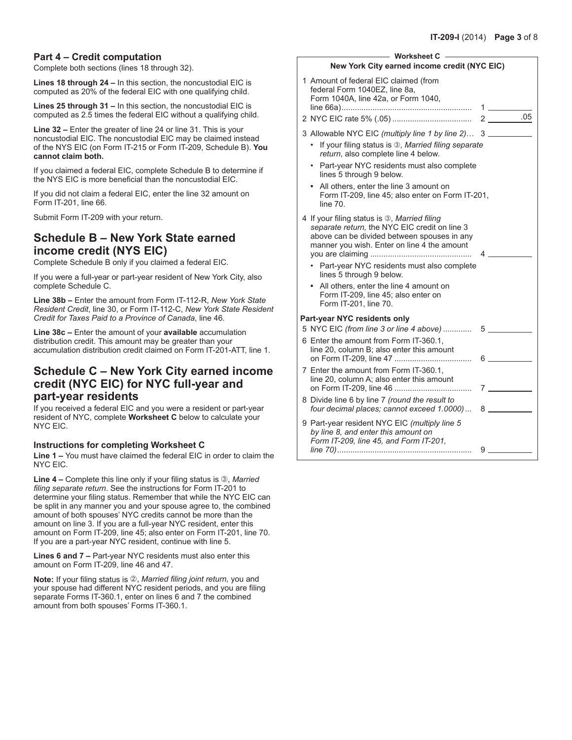## Part 4 – Credit computation

Complete both sections (lines 18 through 32).

**Lines 18 through 24 –** In this section, the noncustodial EIC is computed as 20% of the federal EIC with one qualifying child.

**Lines 25 through 31 –** In this section, the noncustodial EIC is computed as 2.5 times the federal EIC without a qualifying child.

**Line 32 –** Enter the greater of line 24 or line 31. This is your noncustodial EIC. The noncustodial EIC may be claimed instead of the NYS EIC (on Form IT-215 or Form IT-209, Schedule B). **You cannot claim both.**

If you claimed a federal EIC, complete Schedule B to determine if the NYS EIC is more beneficial than the noncustodial EIC.

If you did not claim a federal EIC, enter the line 32 amount on Form IT-201, line 66.

Submit Form IT-209 with your return.

# Schedule B – New York State earned income credit (NYS EIC)

Complete Schedule B only if you claimed a federal EIC.

If you were a full-year or part-year resident of New York City, also complete Schedule C.

**Line 38b –** Enter the amount from Form IT-112-R, *New York State Resident Credit*, line 30, or Form IT-112-C, *New York State Resident Credit for Taxes Paid to a Province of Canada*, line 46.

**Line 38c –** Enter the amount of your **available** accumulation distribution credit. This amount may be greater than your accumulation distribution credit claimed on Form IT-201-ATT, line 1.

# Schedule C – New York City earned income credit (NYC EIC) for NYC full-year and part-year residents

If you received a federal EIC and you were a resident or part-year resident of NYC, complete **Worksheet C** below to calculate your NYC EIC.

### Instructions for completing Worksheet C

**Line 1 –** You must have claimed the federal EIC in order to claim the NYC EIC.

**Line 4 –** Complete this line only if your filing status is ③, *Married filing separate return*. See the instructions for Form IT-201 to determine your filing status. Remember that while the NYC EIC can be split in any manner you and your spouse agree to, the combined amount of both spouses' NYC credits cannot be more than the amount on line 3. If you are a full-year NYC resident, enter this amount on Form IT-209, line 45; also enter on Form IT-201, line 70. If you are a part-year NYC resident, continue with line 5.

**Lines 6 and 7 –** Part-year NYC residents must also enter this amount on Form IT-209, line 46 and 47.

**Note:** If your filing status is ②, *Married filing joint return,* you and your spouse had different NYC resident periods, and you are filing separate Forms IT-360.1, enter on lines 6 and 7 the combined amount from both spouses' Forms IT-360.1.

**Worksheet C**

**New York City earned income credit (NYC EIC)**

1 Amount of federal EIC claimed (from federal Form 1040EZ, line 8a, Form 1040A, line 42a, or Form 1040, line 66a) .......... 1 ______

2 NYC EIC rate 5% (.05) .......... 2 .05

3 Allowable NYC EIC *(multiply line 1 by line 2)* .......... 3 ______

- If your filing status is ③, *Married filing separate return*, also complete line 4 below.
- Part-year NYC residents must also complete lines 5 through 9 below.
- All others, enter the line 3 amount on Form IT-209, line 45; also enter on Form IT-201, line 70.

4 If your filing status is ③, *Married filing separate return,* the NYC EIC credit on line 3 above can be divided between spouses in any manner you wish. Enter on line 4 the amount you are claiming .......... 4 ______

- Part-year NYC residents must also complete lines 5 through 9 below.
- All others, enter the line 4 amount on Form IT-209, line 45; also enter on Form IT-201, line 70.

**Part-year NYC residents only**

5 NYC EIC *(from line 3 or line 4 above)* .......... 5 ______

6 Enter the amount from Form IT-360.1, line 20, column B; also enter this amount on Form IT-209, line 47 .......... 6 ______

7 Enter the amount from Form IT-360.1, line 20, column A; also enter this amount on Form IT-209, line 46 .......... 7 ______

8 Divide line 6 by line 7 *(round the result to four decimal places; cannot exceed 1.0000)* .......... 8 ______

9 Part-year resident NYC EIC *(multiply line 5 by line 8, and enter this amount on Form IT-209, line 45, and Form IT-201, line 70)* .......... 9 ______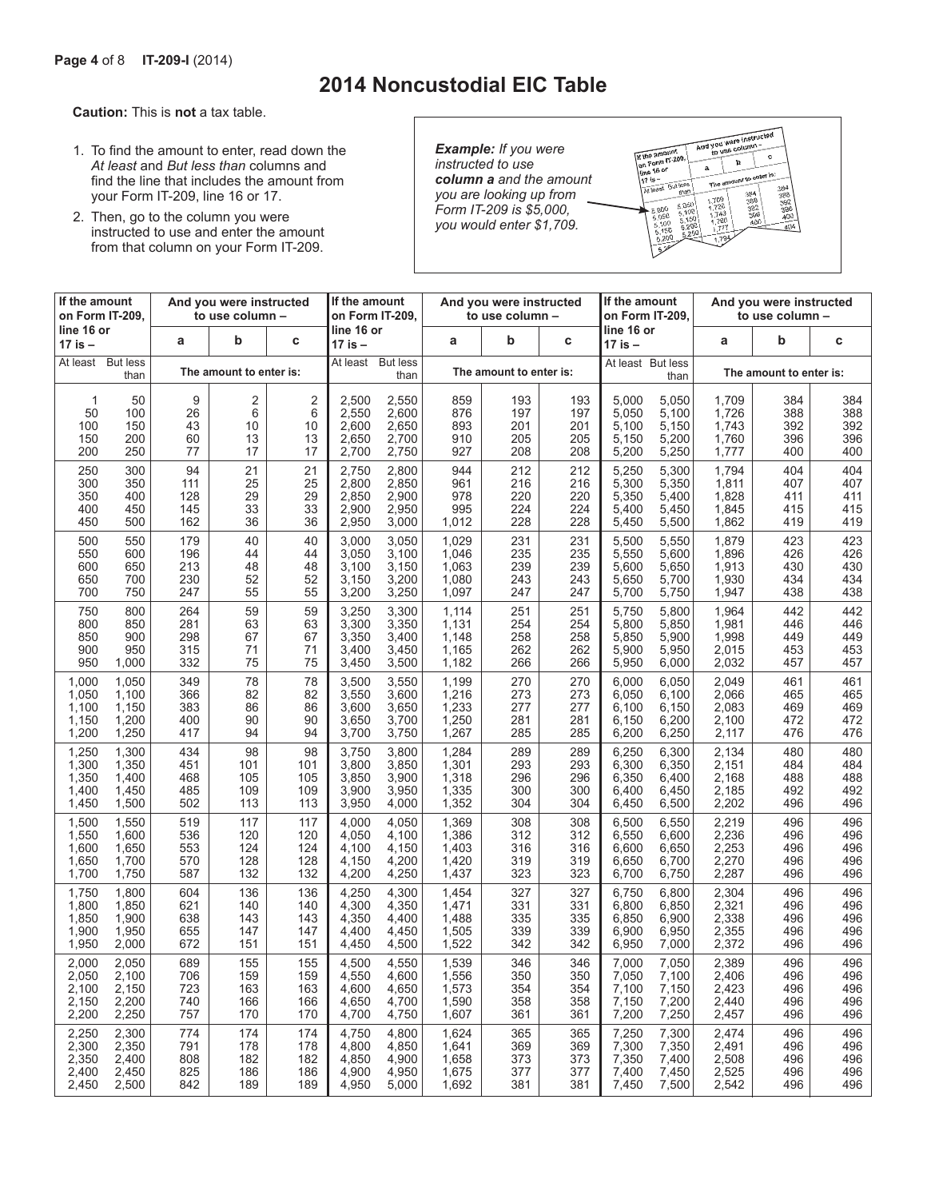# 2014 Noncustodial EIC Table

**Caution:** This is **not** a tax table.

1. To find the amount to enter, read down the *At least* and *But less than* columns and find the line that includes the amount from your Form IT-209, line 16 or 17.
2. Then, go to the column you were instructed to use and enter the amount from that column on your Form IT-209.

***Example:*** *If you were instructed to use* ***column a*** *and the amount you are looking up from Form IT-209 is $5,000, you would enter $1,709.*

| If the amount on Form IT-209, line 16 or 17 is – | | And you were instructed to use column – | | | If the amount on Form IT-209, line 16 or 17 is – | | And you were instructed to use column – | | | If the amount on Form IT-209, line 16 or 17 is – | | And you were instructed to use column – | | |
|---|---|---|---|---|---|---|---|---|---|---|---|---|---|---|
| | | a | b | c | | | a | b | c | | | a | b | c |
| At least | But less than | The amount to enter is: | | | At least | But less than | The amount to enter is: | | | At least | But less than | The amount to enter is: | | |
| 1 | 50 | 9 | 2 | 2 | 2,500 | 2,550 | 859 | 193 | 193 | 5,000 | 5,050 | 1,709 | 384 | 384 |
| 50 | 100 | 26 | 6 | 6 | 2,550 | 2,600 | 876 | 197 | 197 | 5,050 | 5,100 | 1,726 | 388 | 388 |
| 100 | 150 | 43 | 10 | 10 | 2,600 | 2,650 | 893 | 201 | 201 | 5,100 | 5,150 | 1,743 | 392 | 392 |
| 150 | 200 | 60 | 13 | 13 | 2,650 | 2,700 | 910 | 205 | 205 | 5,150 | 5,200 | 1,760 | 396 | 396 |
| 200 | 250 | 77 | 17 | 17 | 2,700 | 2,750 | 927 | 208 | 208 | 5,200 | 5,250 | 1,777 | 400 | 400 |
| 250 | 300 | 94 | 21 | 21 | 2,750 | 2,800 | 944 | 212 | 212 | 5,250 | 5,300 | 1,794 | 404 | 404 |
| 300 | 350 | 111 | 25 | 25 | 2,800 | 2,850 | 961 | 216 | 216 | 5,300 | 5,350 | 1,811 | 407 | 407 |
| 350 | 400 | 128 | 29 | 29 | 2,850 | 2,900 | 978 | 220 | 220 | 5,350 | 5,400 | 1,828 | 411 | 411 |
| 400 | 450 | 145 | 33 | 33 | 2,900 | 2,950 | 995 | 224 | 224 | 5,400 | 5,450 | 1,845 | 415 | 415 |
| 450 | 500 | 162 | 36 | 36 | 2,950 | 3,000 | 1,012 | 228 | 228 | 5,450 | 5,500 | 1,862 | 419 | 419 |
| 500 | 550 | 179 | 40 | 40 | 3,000 | 3,050 | 1,029 | 231 | 231 | 5,500 | 5,550 | 1,879 | 423 | 423 |
| 550 | 600 | 196 | 44 | 44 | 3,050 | 3,100 | 1,046 | 235 | 235 | 5,550 | 5,600 | 1,896 | 426 | 426 |
| 600 | 650 | 213 | 48 | 48 | 3,100 | 3,150 | 1,063 | 239 | 239 | 5,600 | 5,650 | 1,913 | 430 | 430 |
| 650 | 700 | 230 | 52 | 52 | 3,150 | 3,200 | 1,080 | 243 | 243 | 5,650 | 5,700 | 1,930 | 434 | 434 |
| 700 | 750 | 247 | 55 | 55 | 3,200 | 3,250 | 1,097 | 247 | 247 | 5,700 | 5,750 | 1,947 | 438 | 438 |
| 750 | 800 | 264 | 59 | 59 | 3,250 | 3,300 | 1,114 | 251 | 251 | 5,750 | 5,800 | 1,964 | 442 | 442 |
| 800 | 850 | 281 | 63 | 63 | 3,300 | 3,350 | 1,131 | 254 | 254 | 5,800 | 5,850 | 1,981 | 446 | 446 |
| 850 | 900 | 298 | 67 | 67 | 3,350 | 3,400 | 1,148 | 258 | 258 | 5,850 | 5,900 | 1,998 | 449 | 449 |
| 900 | 950 | 315 | 71 | 71 | 3,400 | 3,450 | 1,165 | 262 | 262 | 5,900 | 5,950 | 2,015 | 453 | 453 |
| 950 | 1,000 | 332 | 75 | 75 | 3,450 | 3,500 | 1,182 | 266 | 266 | 5,950 | 6,000 | 2,032 | 457 | 457 |
| 1,000 | 1,050 | 349 | 78 | 78 | 3,500 | 3,550 | 1,199 | 270 | 270 | 6,000 | 6,050 | 2,049 | 461 | 461 |
| 1,050 | 1,100 | 366 | 82 | 82 | 3,550 | 3,600 | 1,216 | 273 | 273 | 6,050 | 6,100 | 2,066 | 465 | 465 |
| 1,100 | 1,150 | 383 | 86 | 86 | 3,600 | 3,650 | 1,233 | 277 | 277 | 6,100 | 6,150 | 2,083 | 469 | 469 |
| 1,150 | 1,200 | 400 | 90 | 90 | 3,650 | 3,700 | 1,250 | 281 | 281 | 6,150 | 6,200 | 2,100 | 472 | 472 |
| 1,200 | 1,250 | 417 | 94 | 94 | 3,700 | 3,750 | 1,267 | 285 | 285 | 6,200 | 6,250 | 2,117 | 476 | 476 |
| 1,250 | 1,300 | 434 | 98 | 98 | 3,750 | 3,800 | 1,284 | 289 | 289 | 6,250 | 6,300 | 2,134 | 480 | 480 |
| 1,300 | 1,350 | 451 | 101 | 101 | 3,800 | 3,850 | 1,301 | 293 | 293 | 6,300 | 6,350 | 2,151 | 484 | 484 |
| 1,350 | 1,400 | 468 | 105 | 105 | 3,850 | 3,900 | 1,318 | 296 | 296 | 6,350 | 6,400 | 2,168 | 488 | 488 |
| 1,400 | 1,450 | 485 | 109 | 109 | 3,900 | 3,950 | 1,335 | 300 | 300 | 6,400 | 6,450 | 2,185 | 492 | 492 |
| 1,450 | 1,500 | 502 | 113 | 113 | 3,950 | 4,000 | 1,352 | 304 | 304 | 6,450 | 6,500 | 2,202 | 496 | 496 |
| 1,500 | 1,550 | 519 | 117 | 117 | 4,000 | 4,050 | 1,369 | 308 | 308 | 6,500 | 6,550 | 2,219 | 496 | 496 |
| 1,550 | 1,600 | 536 | 120 | 120 | 4,050 | 4,100 | 1,386 | 312 | 312 | 6,550 | 6,600 | 2,236 | 496 | 496 |
| 1,600 | 1,650 | 553 | 124 | 124 | 4,100 | 4,150 | 1,403 | 316 | 316 | 6,600 | 6,650 | 2,253 | 496 | 496 |
| 1,650 | 1,700 | 570 | 128 | 128 | 4,150 | 4,200 | 1,420 | 319 | 319 | 6,650 | 6,700 | 2,270 | 496 | 496 |
| 1,700 | 1,750 | 587 | 132 | 132 | 4,200 | 4,250 | 1,437 | 323 | 323 | 6,700 | 6,750 | 2,287 | 496 | 496 |
| 1,750 | 1,800 | 604 | 136 | 136 | 4,250 | 4,300 | 1,454 | 327 | 327 | 6,750 | 6,800 | 2,304 | 496 | 496 |
| 1,800 | 1,850 | 621 | 140 | 140 | 4,300 | 4,350 | 1,471 | 331 | 331 | 6,800 | 6,850 | 2,321 | 496 | 496 |
| 1,850 | 1,900 | 638 | 143 | 143 | 4,350 | 4,400 | 1,488 | 335 | 335 | 6,850 | 6,900 | 2,338 | 496 | 496 |
| 1,900 | 1,950 | 655 | 147 | 147 | 4,400 | 4,450 | 1,505 | 339 | 339 | 6,900 | 6,950 | 2,355 | 496 | 496 |
| 1,950 | 2,000 | 672 | 151 | 151 | 4,450 | 4,500 | 1,522 | 342 | 342 | 6,950 | 7,000 | 2,372 | 496 | 496 |
| 2,000 | 2,050 | 689 | 155 | 155 | 4,500 | 4,550 | 1,539 | 346 | 346 | 7,000 | 7,050 | 2,389 | 496 | 496 |
| 2,050 | 2,100 | 706 | 159 | 159 | 4,550 | 4,600 | 1,556 | 350 | 350 | 7,050 | 7,100 | 2,406 | 496 | 496 |
| 2,100 | 2,150 | 723 | 163 | 163 | 4,600 | 4,650 | 1,573 | 354 | 354 | 7,100 | 7,150 | 2,423 | 496 | 496 |
| 2,150 | 2,200 | 740 | 166 | 166 | 4,650 | 4,700 | 1,590 | 358 | 358 | 7,150 | 7,200 | 2,440 | 496 | 496 |
| 2,200 | 2,250 | 757 | 170 | 170 | 4,700 | 4,750 | 1,607 | 361 | 361 | 7,200 | 7,250 | 2,457 | 496 | 496 |
| 2,250 | 2,300 | 774 | 174 | 174 | 4,750 | 4,800 | 1,624 | 365 | 365 | 7,250 | 7,300 | 2,474 | 496 | 496 |
| 2,300 | 2,350 | 791 | 178 | 178 | 4,800 | 4,850 | 1,641 | 369 | 369 | 7,300 | 7,350 | 2,491 | 496 | 496 |
| 2,350 | 2,400 | 808 | 182 | 182 | 4,850 | 4,900 | 1,658 | 373 | 373 | 7,350 | 7,400 | 2,508 | 496 | 496 |
| 2,400 | 2,450 | 825 | 186 | 186 | 4,900 | 4,950 | 1,675 | 377 | 377 | 7,400 | 7,450 | 2,525 | 496 | 496 |
| 2,450 | 2,500 | 842 | 189 | 189 | 4,950 | 5,000 | 1,692 | 381 | 381 | 7,450 | 7,500 | 2,542 | 496 | 496 |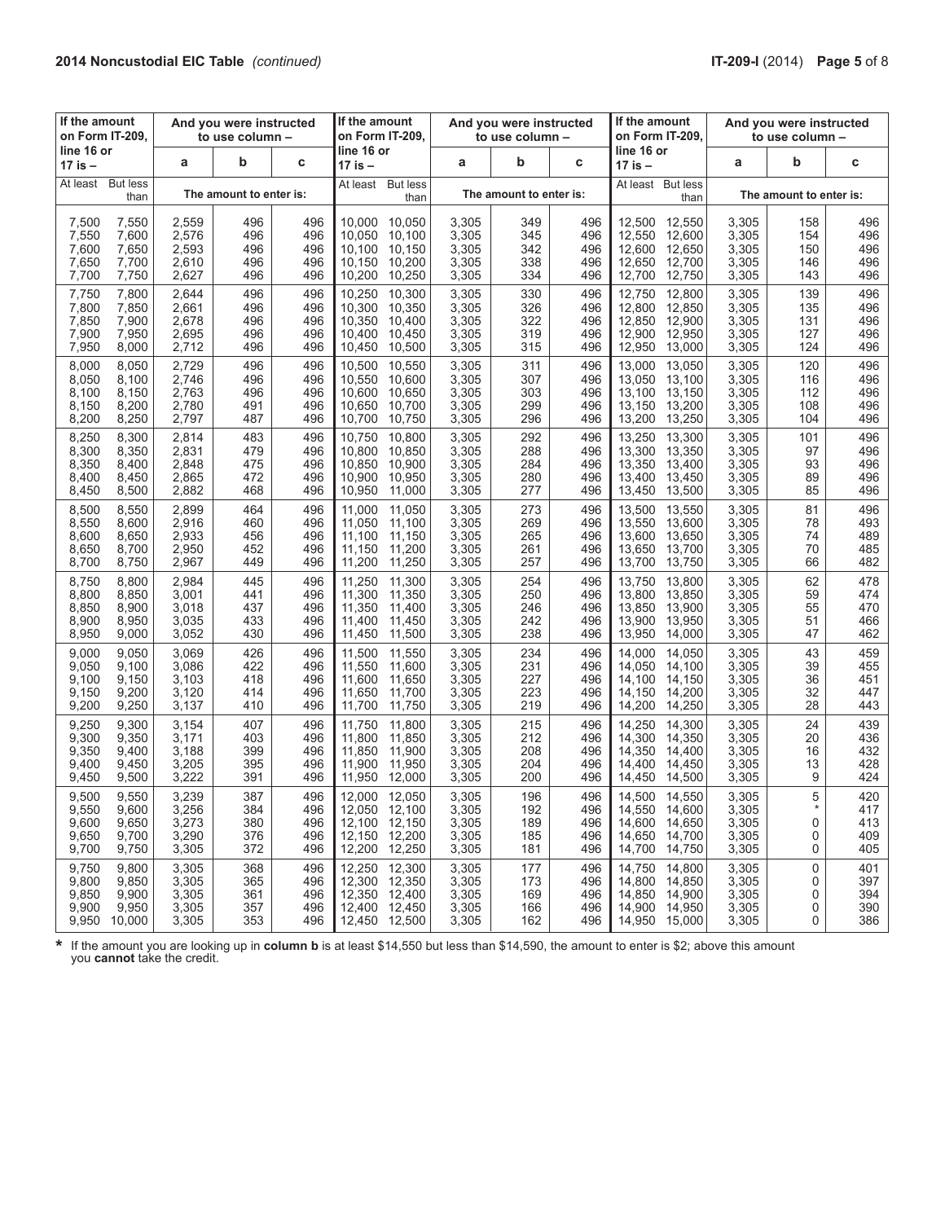## 2014 Noncustodial EIC Table *(continued)*

| If the amount on Form IT-209, line 16 or 17 is – | | And you were instructed to use column – | | | If the amount on Form IT-209, line 16 or 17 is – | | And you were instructed to use column – | | | If the amount on Form IT-209, line 16 or 17 is – | | And you were instructed to use column – | | |
|---|---|---|---|---|---|---|---|---|---|---|---|---|---|---|
| | | a | b | c | | | a | b | c | | | a | b | c |
| At least | But less than | The amount to enter is: | | | At least | But less than | The amount to enter is: | | | At least | But less than | The amount to enter is: | | |
| 7,500 | 7,550 | 2,559 | 496 | 496 | 10,000 | 10,050 | 3,305 | 349 | 496 | 12,500 | 12,550 | 3,305 | 158 | 496 |
| 7,550 | 7,600 | 2,576 | 496 | 496 | 10,050 | 10,100 | 3,305 | 345 | 496 | 12,550 | 12,600 | 3,305 | 154 | 496 |
| 7,600 | 7,650 | 2,593 | 496 | 496 | 10,100 | 10,150 | 3,305 | 342 | 496 | 12,600 | 12,650 | 3,305 | 150 | 496 |
| 7,650 | 7,700 | 2,610 | 496 | 496 | 10,150 | 10,200 | 3,305 | 338 | 496 | 12,650 | 12,700 | 3,305 | 146 | 496 |
| 7,700 | 7,750 | 2,627 | 496 | 496 | 10,200 | 10,250 | 3,305 | 334 | 496 | 12,700 | 12,750 | 3,305 | 143 | 496 |
| 7,750 | 7,800 | 2,644 | 496 | 496 | 10,250 | 10,300 | 3,305 | 330 | 496 | 12,750 | 12,800 | 3,305 | 139 | 496 |
| 7,800 | 7,850 | 2,661 | 496 | 496 | 10,300 | 10,350 | 3,305 | 326 | 496 | 12,800 | 12,850 | 3,305 | 135 | 496 |
| 7,850 | 7,900 | 2,678 | 496 | 496 | 10,350 | 10,400 | 3,305 | 322 | 496 | 12,850 | 12,900 | 3,305 | 131 | 496 |
| 7,900 | 7,950 | 2,695 | 496 | 496 | 10,400 | 10,450 | 3,305 | 319 | 496 | 12,900 | 12,950 | 3,305 | 127 | 496 |
| 7,950 | 8,000 | 2,712 | 496 | 496 | 10,450 | 10,500 | 3,305 | 315 | 496 | 12,950 | 13,000 | 3,305 | 124 | 496 |
| 8,000 | 8,050 | 2,729 | 496 | 496 | 10,500 | 10,550 | 3,305 | 311 | 496 | 13,000 | 13,050 | 3,305 | 120 | 496 |
| 8,050 | 8,100 | 2,746 | 496 | 496 | 10,550 | 10,600 | 3,305 | 307 | 496 | 13,050 | 13,100 | 3,305 | 116 | 496 |
| 8,100 | 8,150 | 2,763 | 496 | 496 | 10,600 | 10,650 | 3,305 | 303 | 496 | 13,100 | 13,150 | 3,305 | 112 | 496 |
| 8,150 | 8,200 | 2,780 | 491 | 496 | 10,650 | 10,700 | 3,305 | 299 | 496 | 13,150 | 13,200 | 3,305 | 108 | 496 |
| 8,200 | 8,250 | 2,797 | 487 | 496 | 10,700 | 10,750 | 3,305 | 296 | 496 | 13,200 | 13,250 | 3,305 | 104 | 496 |
| 8,250 | 8,300 | 2,814 | 483 | 496 | 10,750 | 10,800 | 3,305 | 292 | 496 | 13,250 | 13,300 | 3,305 | 101 | 496 |
| 8,300 | 8,350 | 2,831 | 479 | 496 | 10,800 | 10,850 | 3,305 | 288 | 496 | 13,300 | 13,350 | 3,305 | 97 | 496 |
| 8,350 | 8,400 | 2,848 | 475 | 496 | 10,850 | 10,900 | 3,305 | 284 | 496 | 13,350 | 13,400 | 3,305 | 93 | 496 |
| 8,400 | 8,450 | 2,865 | 472 | 496 | 10,900 | 10,950 | 3,305 | 280 | 496 | 13,400 | 13,450 | 3,305 | 89 | 496 |
| 8,450 | 8,500 | 2,882 | 468 | 496 | 10,950 | 11,000 | 3,305 | 277 | 496 | 13,450 | 13,500 | 3,305 | 85 | 496 |
| 8,500 | 8,550 | 2,899 | 464 | 496 | 11,000 | 11,050 | 3,305 | 273 | 496 | 13,500 | 13,550 | 3,305 | 81 | 496 |
| 8,550 | 8,600 | 2,916 | 460 | 496 | 11,050 | 11,100 | 3,305 | 269 | 496 | 13,550 | 13,600 | 3,305 | 78 | 493 |
| 8,600 | 8,650 | 2,933 | 456 | 496 | 11,100 | 11,150 | 3,305 | 265 | 496 | 13,600 | 13,650 | 3,305 | 74 | 489 |
| 8,650 | 8,700 | 2,950 | 452 | 496 | 11,150 | 11,200 | 3,305 | 261 | 496 | 13,650 | 13,700 | 3,305 | 70 | 485 |
| 8,700 | 8,750 | 2,967 | 449 | 496 | 11,200 | 11,250 | 3,305 | 257 | 496 | 13,700 | 13,750 | 3,305 | 66 | 482 |
| 8,750 | 8,800 | 2,984 | 445 | 496 | 11,250 | 11,300 | 3,305 | 254 | 496 | 13,750 | 13,800 | 3,305 | 62 | 478 |
| 8,800 | 8,850 | 3,001 | 441 | 496 | 11,300 | 11,350 | 3,305 | 250 | 496 | 13,800 | 13,850 | 3,305 | 59 | 474 |
| 8,850 | 8,900 | 3,018 | 437 | 496 | 11,350 | 11,400 | 3,305 | 246 | 496 | 13,850 | 13,900 | 3,305 | 55 | 470 |
| 8,900 | 8,950 | 3,035 | 433 | 496 | 11,400 | 11,450 | 3,305 | 242 | 496 | 13,900 | 13,950 | 3,305 | 51 | 466 |
| 8,950 | 9,000 | 3,052 | 430 | 496 | 11,450 | 11,500 | 3,305 | 238 | 496 | 13,950 | 14,000 | 3,305 | 47 | 462 |
| 9,000 | 9,050 | 3,069 | 426 | 496 | 11,500 | 11,550 | 3,305 | 234 | 496 | 14,000 | 14,050 | 3,305 | 43 | 459 |
| 9,050 | 9,100 | 3,086 | 422 | 496 | 11,550 | 11,600 | 3,305 | 231 | 496 | 14,050 | 14,100 | 3,305 | 39 | 455 |
| 9,100 | 9,150 | 3,103 | 418 | 496 | 11,600 | 11,650 | 3,305 | 227 | 496 | 14,100 | 14,150 | 3,305 | 36 | 451 |
| 9,150 | 9,200 | 3,120 | 414 | 496 | 11,650 | 11,700 | 3,305 | 223 | 496 | 14,150 | 14,200 | 3,305 | 32 | 447 |
| 9,200 | 9,250 | 3,137 | 410 | 496 | 11,700 | 11,750 | 3,305 | 219 | 496 | 14,200 | 14,250 | 3,305 | 28 | 443 |
| 9,250 | 9,300 | 3,154 | 407 | 496 | 11,750 | 11,800 | 3,305 | 215 | 496 | 14,250 | 14,300 | 3,305 | 24 | 439 |
| 9,300 | 9,350 | 3,171 | 403 | 496 | 11,800 | 11,850 | 3,305 | 212 | 496 | 14,300 | 14,350 | 3,305 | 20 | 436 |
| 9,350 | 9,400 | 3,188 | 399 | 496 | 11,850 | 11,900 | 3,305 | 208 | 496 | 14,350 | 14,400 | 3,305 | 16 | 432 |
| 9,400 | 9,450 | 3,205 | 395 | 496 | 11,900 | 11,950 | 3,305 | 204 | 496 | 14,400 | 14,450 | 3,305 | 13 | 428 |
| 9,450 | 9,500 | 3,222 | 391 | 496 | 11,950 | 12,000 | 3,305 | 200 | 496 | 14,450 | 14,500 | 3,305 | 9 | 424 |
| 9,500 | 9,550 | 3,239 | 387 | 496 | 12,000 | 12,050 | 3,305 | 196 | 496 | 14,500 | 14,550 | 3,305 | 5 | 420 |
| 9,550 | 9,600 | 3,256 | 384 | 496 | 12,050 | 12,100 | 3,305 | 192 | 496 | 14,550 | 14,600 | 3,305 | * | 417 |
| 9,600 | 9,650 | 3,273 | 380 | 496 | 12,100 | 12,150 | 3,305 | 189 | 496 | 14,600 | 14,650 | 3,305 | 0 | 413 |
| 9,650 | 9,700 | 3,290 | 376 | 496 | 12,150 | 12,200 | 3,305 | 185 | 496 | 14,650 | 14,700 | 3,305 | 0 | 409 |
| 9,700 | 9,750 | 3,305 | 372 | 496 | 12,200 | 12,250 | 3,305 | 181 | 496 | 14,700 | 14,750 | 3,305 | 0 | 405 |
| 9,750 | 9,800 | 3,305 | 368 | 496 | 12,250 | 12,300 | 3,305 | 177 | 496 | 14,750 | 14,800 | 3,305 | 0 | 401 |
| 9,800 | 9,850 | 3,305 | 365 | 496 | 12,300 | 12,350 | 3,305 | 173 | 496 | 14,800 | 14,850 | 3,305 | 0 | 397 |
| 9,850 | 9,900 | 3,305 | 361 | 496 | 12,350 | 12,400 | 3,305 | 169 | 496 | 14,850 | 14,900 | 3,305 | 0 | 394 |
| 9,900 | 9,950 | 3,305 | 357 | 496 | 12,400 | 12,450 | 3,305 | 166 | 496 | 14,900 | 14,950 | 3,305 | 0 | 390 |
| 9,950 | 10,000 | 3,305 | 353 | 496 | 12,450 | 12,500 | 3,305 | 162 | 496 | 14,950 | 15,000 | 3,305 | 0 | 386 |

**\*** If the amount you are looking up in **column b** is at least $14,550 but less than $14,590, the amount to enter is $2; above this amount you **cannot** take the credit.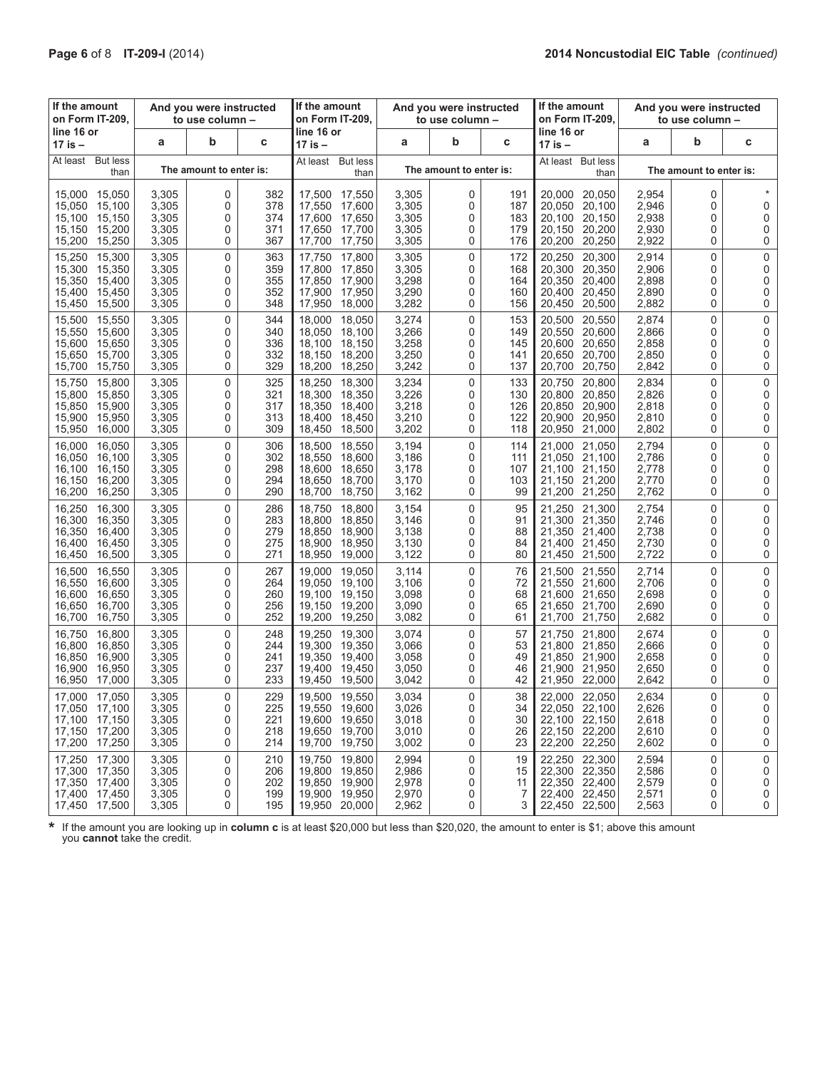**2014 Noncustodial EIC Table** *(continued)*

| If the amount on Form IT-209, line 16 or 17 is – | | And you were instructed to use column – | | | If the amount on Form IT-209, line 16 or 17 is – | | And you were instructed to use column – | | | If the amount on Form IT-209, line 16 or 17 is – | | And you were instructed to use column – | | |
|---|---|---|---|---|---|---|---|---|---|---|---|---|---|---|
| | | a | b | c | | | a | b | c | | | a | b | c |
| At least | But less than | The amount to enter is: | | | At least | But less than | The amount to enter is: | | | At least | But less than | The amount to enter is: | | |
| 15,000 | 15,050 | 3,305 | 0 | 382 | 17,500 | 17,550 | 3,305 | 0 | 191 | 20,000 | 20,050 | 2,954 | 0 | * |
| 15,050 | 15,100 | 3,305 | 0 | 378 | 17,550 | 17,600 | 3,305 | 0 | 187 | 20,050 | 20,100 | 2,946 | 0 | 0 |
| 15,100 | 15,150 | 3,305 | 0 | 374 | 17,600 | 17,650 | 3,305 | 0 | 183 | 20,100 | 20,150 | 2,938 | 0 | 0 |
| 15,150 | 15,200 | 3,305 | 0 | 371 | 17,650 | 17,700 | 3,305 | 0 | 179 | 20,150 | 20,200 | 2,930 | 0 | 0 |
| 15,200 | 15,250 | 3,305 | 0 | 367 | 17,700 | 17,750 | 3,305 | 0 | 176 | 20,200 | 20,250 | 2,922 | 0 | 0 |
| 15,250 | 15,300 | 3,305 | 0 | 363 | 17,750 | 17,800 | 3,305 | 0 | 172 | 20,250 | 20,300 | 2,914 | 0 | 0 |
| 15,300 | 15,350 | 3,305 | 0 | 359 | 17,800 | 17,850 | 3,305 | 0 | 168 | 20,300 | 20,350 | 2,906 | 0 | 0 |
| 15,350 | 15,400 | 3,305 | 0 | 355 | 17,850 | 17,900 | 3,298 | 0 | 164 | 20,350 | 20,400 | 2,898 | 0 | 0 |
| 15,400 | 15,450 | 3,305 | 0 | 352 | 17,900 | 17,950 | 3,290 | 0 | 160 | 20,400 | 20,450 | 2,890 | 0 | 0 |
| 15,450 | 15,500 | 3,305 | 0 | 348 | 17,950 | 18,000 | 3,282 | 0 | 156 | 20,450 | 20,500 | 2,882 | 0 | 0 |
| 15,500 | 15,550 | 3,305 | 0 | 344 | 18,000 | 18,050 | 3,274 | 0 | 153 | 20,500 | 20,550 | 2,874 | 0 | 0 |
| 15,550 | 15,600 | 3,305 | 0 | 340 | 18,050 | 18,100 | 3,266 | 0 | 149 | 20,550 | 20,600 | 2,866 | 0 | 0 |
| 15,600 | 15,650 | 3,305 | 0 | 336 | 18,100 | 18,150 | 3,258 | 0 | 145 | 20,600 | 20,650 | 2,858 | 0 | 0 |
| 15,650 | 15,700 | 3,305 | 0 | 332 | 18,150 | 18,200 | 3,250 | 0 | 141 | 20,650 | 20,700 | 2,850 | 0 | 0 |
| 15,700 | 15,750 | 3,305 | 0 | 329 | 18,200 | 18,250 | 3,242 | 0 | 137 | 20,700 | 20,750 | 2,842 | 0 | 0 |
| 15,750 | 15,800 | 3,305 | 0 | 325 | 18,250 | 18,300 | 3,234 | 0 | 133 | 20,750 | 20,800 | 2,834 | 0 | 0 |
| 15,800 | 15,850 | 3,305 | 0 | 321 | 18,300 | 18,350 | 3,226 | 0 | 130 | 20,800 | 20,850 | 2,826 | 0 | 0 |
| 15,850 | 15,900 | 3,305 | 0 | 317 | 18,350 | 18,400 | 3,218 | 0 | 126 | 20,850 | 20,900 | 2,818 | 0 | 0 |
| 15,900 | 15,950 | 3,305 | 0 | 313 | 18,400 | 18,450 | 3,210 | 0 | 122 | 20,900 | 20,950 | 2,810 | 0 | 0 |
| 15,950 | 16,000 | 3,305 | 0 | 309 | 18,450 | 18,500 | 3,202 | 0 | 118 | 20,950 | 21,000 | 2,802 | 0 | 0 |
| 16,000 | 16,050 | 3,305 | 0 | 306 | 18,500 | 18,550 | 3,194 | 0 | 114 | 21,000 | 21,050 | 2,794 | 0 | 0 |
| 16,050 | 16,100 | 3,305 | 0 | 302 | 18,550 | 18,600 | 3,186 | 0 | 111 | 21,050 | 21,100 | 2,786 | 0 | 0 |
| 16,100 | 16,150 | 3,305 | 0 | 298 | 18,600 | 18,650 | 3,178 | 0 | 107 | 21,100 | 21,150 | 2,778 | 0 | 0 |
| 16,150 | 16,200 | 3,305 | 0 | 294 | 18,650 | 18,700 | 3,170 | 0 | 103 | 21,150 | 21,200 | 2,770 | 0 | 0 |
| 16,200 | 16,250 | 3,305 | 0 | 290 | 18,700 | 18,750 | 3,162 | 0 | 99 | 21,200 | 21,250 | 2,762 | 0 | 0 |
| 16,250 | 16,300 | 3,305 | 0 | 286 | 18,750 | 18,800 | 3,154 | 0 | 95 | 21,250 | 21,300 | 2,754 | 0 | 0 |
| 16,300 | 16,350 | 3,305 | 0 | 283 | 18,800 | 18,850 | 3,146 | 0 | 91 | 21,300 | 21,350 | 2,746 | 0 | 0 |
| 16,350 | 16,400 | 3,305 | 0 | 279 | 18,850 | 18,900 | 3,138 | 0 | 88 | 21,350 | 21,400 | 2,738 | 0 | 0 |
| 16,400 | 16,450 | 3,305 | 0 | 275 | 18,900 | 18,950 | 3,130 | 0 | 84 | 21,400 | 21,450 | 2,730 | 0 | 0 |
| 16,450 | 16,500 | 3,305 | 0 | 271 | 18,950 | 19,000 | 3,122 | 0 | 80 | 21,450 | 21,500 | 2,722 | 0 | 0 |
| 16,500 | 16,550 | 3,305 | 0 | 267 | 19,000 | 19,050 | 3,114 | 0 | 76 | 21,500 | 21,550 | 2,714 | 0 | 0 |
| 16,550 | 16,600 | 3,305 | 0 | 264 | 19,050 | 19,100 | 3,106 | 0 | 72 | 21,550 | 21,600 | 2,706 | 0 | 0 |
| 16,600 | 16,650 | 3,305 | 0 | 260 | 19,100 | 19,150 | 3,098 | 0 | 68 | 21,600 | 21,650 | 2,698 | 0 | 0 |
| 16,650 | 16,700 | 3,305 | 0 | 256 | 19,150 | 19,200 | 3,090 | 0 | 65 | 21,650 | 21,700 | 2,690 | 0 | 0 |
| 16,700 | 16,750 | 3,305 | 0 | 252 | 19,200 | 19,250 | 3,082 | 0 | 61 | 21,700 | 21,750 | 2,682 | 0 | 0 |
| 16,750 | 16,800 | 3,305 | 0 | 248 | 19,250 | 19,300 | 3,074 | 0 | 57 | 21,750 | 21,800 | 2,674 | 0 | 0 |
| 16,800 | 16,850 | 3,305 | 0 | 244 | 19,300 | 19,350 | 3,066 | 0 | 53 | 21,800 | 21,850 | 2,666 | 0 | 0 |
| 16,850 | 16,900 | 3,305 | 0 | 241 | 19,350 | 19,400 | 3,058 | 0 | 49 | 21,850 | 21,900 | 2,658 | 0 | 0 |
| 16,900 | 16,950 | 3,305 | 0 | 237 | 19,400 | 19,450 | 3,050 | 0 | 46 | 21,900 | 21,950 | 2,650 | 0 | 0 |
| 16,950 | 17,000 | 3,305 | 0 | 233 | 19,450 | 19,500 | 3,042 | 0 | 42 | 21,950 | 22,000 | 2,642 | 0 | 0 |
| 17,000 | 17,050 | 3,305 | 0 | 229 | 19,500 | 19,550 | 3,034 | 0 | 38 | 22,000 | 22,050 | 2,634 | 0 | 0 |
| 17,050 | 17,100 | 3,305 | 0 | 225 | 19,550 | 19,600 | 3,026 | 0 | 34 | 22,050 | 22,100 | 2,626 | 0 | 0 |
| 17,100 | 17,150 | 3,305 | 0 | 221 | 19,600 | 19,650 | 3,018 | 0 | 30 | 22,100 | 22,150 | 2,618 | 0 | 0 |
| 17,150 | 17,200 | 3,305 | 0 | 218 | 19,650 | 19,700 | 3,010 | 0 | 26 | 22,150 | 22,200 | 2,610 | 0 | 0 |
| 17,200 | 17,250 | 3,305 | 0 | 214 | 19,700 | 19,750 | 3,002 | 0 | 23 | 22,200 | 22,250 | 2,602 | 0 | 0 |
| 17,250 | 17,300 | 3,305 | 0 | 210 | 19,750 | 19,800 | 2,994 | 0 | 19 | 22,250 | 22,300 | 2,594 | 0 | 0 |
| 17,300 | 17,350 | 3,305 | 0 | 206 | 19,800 | 19,850 | 2,986 | 0 | 15 | 22,300 | 22,350 | 2,586 | 0 | 0 |
| 17,350 | 17,400 | 3,305 | 0 | 202 | 19,850 | 19,900 | 2,978 | 0 | 11 | 22,350 | 22,400 | 2,579 | 0 | 0 |
| 17,400 | 17,450 | 3,305 | 0 | 199 | 19,900 | 19,950 | 2,970 | 0 | 7 | 22,400 | 22,450 | 2,571 | 0 | 0 |
| 17,450 | 17,500 | 3,305 | 0 | 195 | 19,950 | 20,000 | 2,962 | 0 | 3 | 22,450 | 22,500 | 2,563 | 0 | 0 |

**\*** If the amount you are looking up in **column c** is at least $20,000 but less than $20,020, the amount to enter is $1; above this amount you **cannot** take the credit.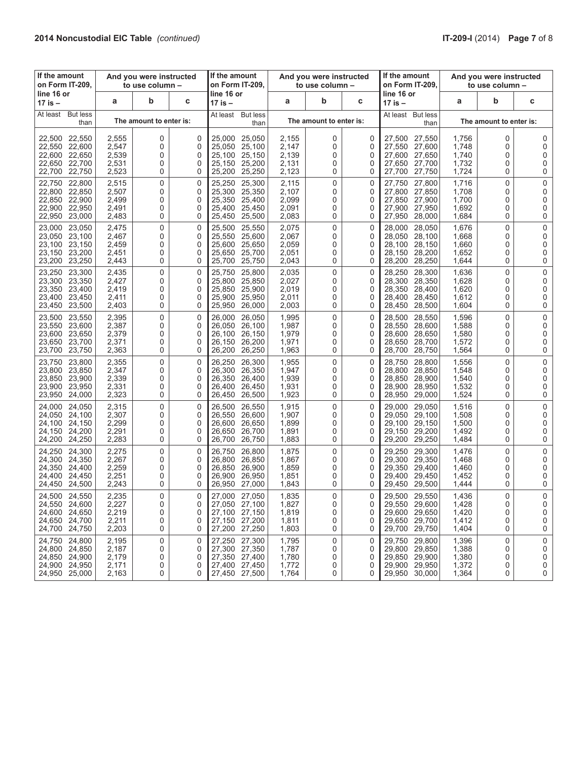## 2014 Noncustodial EIC Table *(continued)*

| If the amount on Form IT-209, line 16 or 17 is – | | And you were instructed to use column – | | | If the amount on Form IT-209, line 16 or 17 is – | | And you were instructed to use column – | | | If the amount on Form IT-209, line 16 or 17 is – | | And you were instructed to use column – | | |
|---|---|---|---|---|---|---|---|---|---|---|---|---|---|---|
| | | a | b | c | | | a | b | c | | | a | b | c |
| At least | But less than | The amount to enter is: | | | At least | But less than | The amount to enter is: | | | At least | But less than | The amount to enter is: | | |
| 22,500 | 22,550 | 2,555 | 0 | 0 | 25,000 | 25,050 | 2,155 | 0 | 0 | 27,500 | 27,550 | 1,756 | 0 | 0 |
| 22,550 | 22,600 | 2,547 | 0 | 0 | 25,050 | 25,100 | 2,147 | 0 | 0 | 27,550 | 27,600 | 1,748 | 0 | 0 |
| 22,600 | 22,650 | 2,539 | 0 | 0 | 25,100 | 25,150 | 2,139 | 0 | 0 | 27,600 | 27,650 | 1,740 | 0 | 0 |
| 22,650 | 22,700 | 2,531 | 0 | 0 | 25,150 | 25,200 | 2,131 | 0 | 0 | 27,650 | 27,700 | 1,732 | 0 | 0 |
| 22,700 | 22,750 | 2,523 | 0 | 0 | 25,200 | 25,250 | 2,123 | 0 | 0 | 27,700 | 27,750 | 1,724 | 0 | 0 |
| 22,750 | 22,800 | 2,515 | 0 | 0 | 25,250 | 25,300 | 2,115 | 0 | 0 | 27,750 | 27,800 | 1,716 | 0 | 0 |
| 22,800 | 22,850 | 2,507 | 0 | 0 | 25,300 | 25,350 | 2,107 | 0 | 0 | 27,800 | 27,850 | 1,708 | 0 | 0 |
| 22,850 | 22,900 | 2,499 | 0 | 0 | 25,350 | 25,400 | 2,099 | 0 | 0 | 27,850 | 27,900 | 1,700 | 0 | 0 |
| 22,900 | 22,950 | 2,491 | 0 | 0 | 25,400 | 25,450 | 2,091 | 0 | 0 | 27,900 | 27,950 | 1,692 | 0 | 0 |
| 22,950 | 23,000 | 2,483 | 0 | 0 | 25,450 | 25,500 | 2,083 | 0 | 0 | 27,950 | 28,000 | 1,684 | 0 | 0 |
| 23,000 | 23,050 | 2,475 | 0 | 0 | 25,500 | 25,550 | 2,075 | 0 | 0 | 28,000 | 28,050 | 1,676 | 0 | 0 |
| 23,050 | 23,100 | 2,467 | 0 | 0 | 25,550 | 25,600 | 2,067 | 0 | 0 | 28,050 | 28,100 | 1,668 | 0 | 0 |
| 23,100 | 23,150 | 2,459 | 0 | 0 | 25,600 | 25,650 | 2,059 | 0 | 0 | 28,100 | 28,150 | 1,660 | 0 | 0 |
| 23,150 | 23,200 | 2,451 | 0 | 0 | 25,650 | 25,700 | 2,051 | 0 | 0 | 28,150 | 28,200 | 1,652 | 0 | 0 |
| 23,200 | 23,250 | 2,443 | 0 | 0 | 25,700 | 25,750 | 2,043 | 0 | 0 | 28,200 | 28,250 | 1,644 | 0 | 0 |
| 23,250 | 23,300 | 2,435 | 0 | 0 | 25,750 | 25,800 | 2,035 | 0 | 0 | 28,250 | 28,300 | 1,636 | 0 | 0 |
| 23,300 | 23,350 | 2,427 | 0 | 0 | 25,800 | 25,850 | 2,027 | 0 | 0 | 28,300 | 28,350 | 1,628 | 0 | 0 |
| 23,350 | 23,400 | 2,419 | 0 | 0 | 25,850 | 25,900 | 2,019 | 0 | 0 | 28,350 | 28,400 | 1,620 | 0 | 0 |
| 23,400 | 23,450 | 2,411 | 0 | 0 | 25,900 | 25,950 | 2,011 | 0 | 0 | 28,400 | 28,450 | 1,612 | 0 | 0 |
| 23,450 | 23,500 | 2,403 | 0 | 0 | 25,950 | 26,000 | 2,003 | 0 | 0 | 28,450 | 28,500 | 1,604 | 0 | 0 |
| 23,500 | 23,550 | 2,395 | 0 | 0 | 26,000 | 26,050 | 1,995 | 0 | 0 | 28,500 | 28,550 | 1,596 | 0 | 0 |
| 23,550 | 23,600 | 2,387 | 0 | 0 | 26,050 | 26,100 | 1,987 | 0 | 0 | 28,550 | 28,600 | 1,588 | 0 | 0 |
| 23,600 | 23,650 | 2,379 | 0 | 0 | 26,100 | 26,150 | 1,979 | 0 | 0 | 28,600 | 28,650 | 1,580 | 0 | 0 |
| 23,650 | 23,700 | 2,371 | 0 | 0 | 26,150 | 26,200 | 1,971 | 0 | 0 | 28,650 | 28,700 | 1,572 | 0 | 0 |
| 23,700 | 23,750 | 2,363 | 0 | 0 | 26,200 | 26,250 | 1,963 | 0 | 0 | 28,700 | 28,750 | 1,564 | 0 | 0 |
| 23,750 | 23,800 | 2,355 | 0 | 0 | 26,250 | 26,300 | 1,955 | 0 | 0 | 28,750 | 28,800 | 1,556 | 0 | 0 |
| 23,800 | 23,850 | 2,347 | 0 | 0 | 26,300 | 26,350 | 1,947 | 0 | 0 | 28,800 | 28,850 | 1,548 | 0 | 0 |
| 23,850 | 23,900 | 2,339 | 0 | 0 | 26,350 | 26,400 | 1,939 | 0 | 0 | 28,850 | 28,900 | 1,540 | 0 | 0 |
| 23,900 | 23,950 | 2,331 | 0 | 0 | 26,400 | 26,450 | 1,931 | 0 | 0 | 28,900 | 28,950 | 1,532 | 0 | 0 |
| 23,950 | 24,000 | 2,323 | 0 | 0 | 26,450 | 26,500 | 1,923 | 0 | 0 | 28,950 | 29,000 | 1,524 | 0 | 0 |
| 24,000 | 24,050 | 2,315 | 0 | 0 | 26,500 | 26,550 | 1,915 | 0 | 0 | 29,000 | 29,050 | 1,516 | 0 | 0 |
| 24,050 | 24,100 | 2,307 | 0 | 0 | 26,550 | 26,600 | 1,907 | 0 | 0 | 29,050 | 29,100 | 1,508 | 0 | 0 |
| 24,100 | 24,150 | 2,299 | 0 | 0 | 26,600 | 26,650 | 1,899 | 0 | 0 | 29,100 | 29,150 | 1,500 | 0 | 0 |
| 24,150 | 24,200 | 2,291 | 0 | 0 | 26,650 | 26,700 | 1,891 | 0 | 0 | 29,150 | 29,200 | 1,492 | 0 | 0 |
| 24,200 | 24,250 | 2,283 | 0 | 0 | 26,700 | 26,750 | 1,883 | 0 | 0 | 29,200 | 29,250 | 1,484 | 0 | 0 |
| 24,250 | 24,300 | 2,275 | 0 | 0 | 26,750 | 26,800 | 1,875 | 0 | 0 | 29,250 | 29,300 | 1,476 | 0 | 0 |
| 24,300 | 24,350 | 2,267 | 0 | 0 | 26,800 | 26,850 | 1,867 | 0 | 0 | 29,300 | 29,350 | 1,468 | 0 | 0 |
| 24,350 | 24,400 | 2,259 | 0 | 0 | 26,850 | 26,900 | 1,859 | 0 | 0 | 29,350 | 29,400 | 1,460 | 0 | 0 |
| 24,400 | 24,450 | 2,251 | 0 | 0 | 26,900 | 26,950 | 1,851 | 0 | 0 | 29,400 | 29,450 | 1,452 | 0 | 0 |
| 24,450 | 24,500 | 2,243 | 0 | 0 | 26,950 | 27,000 | 1,843 | 0 | 0 | 29,450 | 29,500 | 1,444 | 0 | 0 |
| 24,500 | 24,550 | 2,235 | 0 | 0 | 27,000 | 27,050 | 1,835 | 0 | 0 | 29,500 | 29,550 | 1,436 | 0 | 0 |
| 24,550 | 24,600 | 2,227 | 0 | 0 | 27,050 | 27,100 | 1,827 | 0 | 0 | 29,550 | 29,600 | 1,428 | 0 | 0 |
| 24,600 | 24,650 | 2,219 | 0 | 0 | 27,100 | 27,150 | 1,819 | 0 | 0 | 29,600 | 29,650 | 1,420 | 0 | 0 |
| 24,650 | 24,700 | 2,211 | 0 | 0 | 27,150 | 27,200 | 1,811 | 0 | 0 | 29,650 | 29,700 | 1,412 | 0 | 0 |
| 24,700 | 24,750 | 2,203 | 0 | 0 | 27,200 | 27,250 | 1,803 | 0 | 0 | 29,700 | 29,750 | 1,404 | 0 | 0 |
| 24,750 | 24,800 | 2,195 | 0 | 0 | 27,250 | 27,300 | 1,795 | 0 | 0 | 29,750 | 29,800 | 1,396 | 0 | 0 |
| 24,800 | 24,850 | 2,187 | 0 | 0 | 27,300 | 27,350 | 1,787 | 0 | 0 | 29,800 | 29,850 | 1,388 | 0 | 0 |
| 24,850 | 24,900 | 2,179 | 0 | 0 | 27,350 | 27,400 | 1,780 | 0 | 0 | 29,850 | 29,900 | 1,380 | 0 | 0 |
| 24,900 | 24,950 | 2,171 | 0 | 0 | 27,400 | 27,450 | 1,772 | 0 | 0 | 29,900 | 29,950 | 1,372 | 0 | 0 |
| 24,950 | 25,000 | 2,163 | 0 | 0 | 27,450 | 27,500 | 1,764 | 0 | 0 | 29,950 | 30,000 | 1,364 | 0 | 0 |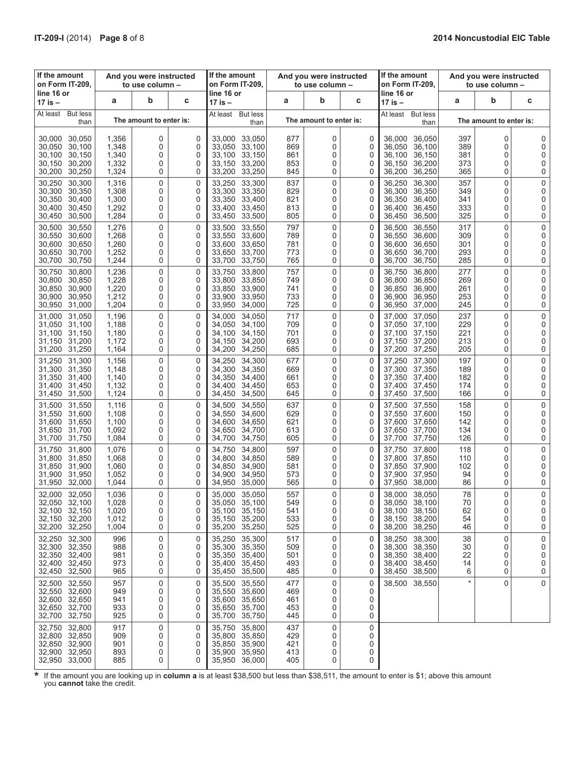## 2014 Noncustodial EIC Table

| If the amount on Form IT-209, line 16 or 17 is – | | And you were instructed to use column – | | | If the amount on Form IT-209, line 16 or 17 is – | | And you were instructed to use column – | | | If the amount on Form IT-209, line 16 or 17 is – | | And you were instructed to use column – | | |
|---|---|---|---|---|---|---|---|---|---|---|---|---|---|---|
| | | a | b | c | | | a | b | c | | | a | b | c |
| At least | But less than | The amount to enter is: | | | At least | But less than | The amount to enter is: | | | At least | But less than | The amount to enter is: | | |
| 30,000 | 30,050 | 1,356 | 0 | 0 | 33,000 | 33,050 | 877 | 0 | 0 | 36,000 | 36,050 | 397 | 0 | 0 |
| 30,050 | 30,100 | 1,348 | 0 | 0 | 33,050 | 33,100 | 869 | 0 | 0 | 36,050 | 36,100 | 389 | 0 | 0 |
| 30,100 | 30,150 | 1,340 | 0 | 0 | 33,100 | 33,150 | 861 | 0 | 0 | 36,100 | 36,150 | 381 | 0 | 0 |
| 30,150 | 30,200 | 1,332 | 0 | 0 | 33,150 | 33,200 | 853 | 0 | 0 | 36,150 | 36,200 | 373 | 0 | 0 |
| 30,200 | 30,250 | 1,324 | 0 | 0 | 33,200 | 33,250 | 845 | 0 | 0 | 36,200 | 36,250 | 365 | 0 | 0 |
| 30,250 | 30,300 | 1,316 | 0 | 0 | 33,250 | 33,300 | 837 | 0 | 0 | 36,250 | 36,300 | 357 | 0 | 0 |
| 30,300 | 30,350 | 1,308 | 0 | 0 | 33,300 | 33,350 | 829 | 0 | 0 | 36,300 | 36,350 | 349 | 0 | 0 |
| 30,350 | 30,400 | 1,300 | 0 | 0 | 33,350 | 33,400 | 821 | 0 | 0 | 36,350 | 36,400 | 341 | 0 | 0 |
| 30,400 | 30,450 | 1,292 | 0 | 0 | 33,400 | 33,450 | 813 | 0 | 0 | 36,400 | 36,450 | 333 | 0 | 0 |
| 30,450 | 30,500 | 1,284 | 0 | 0 | 33,450 | 33,500 | 805 | 0 | 0 | 36,450 | 36,500 | 325 | 0 | 0 |
| 30,500 | 30,550 | 1,276 | 0 | 0 | 33,500 | 33,550 | 797 | 0 | 0 | 36,500 | 36,550 | 317 | 0 | 0 |
| 30,550 | 30,600 | 1,268 | 0 | 0 | 33,550 | 33,600 | 789 | 0 | 0 | 36,550 | 36,600 | 309 | 0 | 0 |
| 30,600 | 30,650 | 1,260 | 0 | 0 | 33,600 | 33,650 | 781 | 0 | 0 | 36,600 | 36,650 | 301 | 0 | 0 |
| 30,650 | 30,700 | 1,252 | 0 | 0 | 33,650 | 33,700 | 773 | 0 | 0 | 36,650 | 36,700 | 293 | 0 | 0 |
| 30,700 | 30,750 | 1,244 | 0 | 0 | 33,700 | 33,750 | 765 | 0 | 0 | 36,700 | 36,750 | 285 | 0 | 0 |
| 30,750 | 30,800 | 1,236 | 0 | 0 | 33,750 | 33,800 | 757 | 0 | 0 | 36,750 | 36,800 | 277 | 0 | 0 |
| 30,800 | 30,850 | 1,228 | 0 | 0 | 33,800 | 33,850 | 749 | 0 | 0 | 36,800 | 36,850 | 269 | 0 | 0 |
| 30,850 | 30,900 | 1,220 | 0 | 0 | 33,850 | 33,900 | 741 | 0 | 0 | 36,850 | 36,900 | 261 | 0 | 0 |
| 30,900 | 30,950 | 1,212 | 0 | 0 | 33,900 | 33,950 | 733 | 0 | 0 | 36,900 | 36,950 | 253 | 0 | 0 |
| 30,950 | 31,000 | 1,204 | 0 | 0 | 33,950 | 34,000 | 725 | 0 | 0 | 36,950 | 37,000 | 245 | 0 | 0 |
| 31,000 | 31,050 | 1,196 | 0 | 0 | 34,000 | 34,050 | 717 | 0 | 0 | 37,000 | 37,050 | 237 | 0 | 0 |
| 31,050 | 31,100 | 1,188 | 0 | 0 | 34,050 | 34,100 | 709 | 0 | 0 | 37,050 | 37,100 | 229 | 0 | 0 |
| 31,100 | 31,150 | 1,180 | 0 | 0 | 34,100 | 34,150 | 701 | 0 | 0 | 37,100 | 37,150 | 221 | 0 | 0 |
| 31,150 | 31,200 | 1,172 | 0 | 0 | 34,150 | 34,200 | 693 | 0 | 0 | 37,150 | 37,200 | 213 | 0 | 0 |
| 31,200 | 31,250 | 1,164 | 0 | 0 | 34,200 | 34,250 | 685 | 0 | 0 | 37,200 | 37,250 | 205 | 0 | 0 |
| 31,250 | 31,300 | 1,156 | 0 | 0 | 34,250 | 34,300 | 677 | 0 | 0 | 37,250 | 37,300 | 197 | 0 | 0 |
| 31,300 | 31,350 | 1,148 | 0 | 0 | 34,300 | 34,350 | 669 | 0 | 0 | 37,300 | 37,350 | 189 | 0 | 0 |
| 31,350 | 31,400 | 1,140 | 0 | 0 | 34,350 | 34,400 | 661 | 0 | 0 | 37,350 | 37,400 | 182 | 0 | 0 |
| 31,400 | 31,450 | 1,132 | 0 | 0 | 34,400 | 34,450 | 653 | 0 | 0 | 37,400 | 37,450 | 174 | 0 | 0 |
| 31,450 | 31,500 | 1,124 | 0 | 0 | 34,450 | 34,500 | 645 | 0 | 0 | 37,450 | 37,500 | 166 | 0 | 0 |
| 31,500 | 31,550 | 1,116 | 0 | 0 | 34,500 | 34,550 | 637 | 0 | 0 | 37,500 | 37,550 | 158 | 0 | 0 |
| 31,550 | 31,600 | 1,108 | 0 | 0 | 34,550 | 34,600 | 629 | 0 | 0 | 37,550 | 37,600 | 150 | 0 | 0 |
| 31,600 | 31,650 | 1,100 | 0 | 0 | 34,600 | 34,650 | 621 | 0 | 0 | 37,600 | 37,650 | 142 | 0 | 0 |
| 31,650 | 31,700 | 1,092 | 0 | 0 | 34,650 | 34,700 | 613 | 0 | 0 | 37,650 | 37,700 | 134 | 0 | 0 |
| 31,700 | 31,750 | 1,084 | 0 | 0 | 34,700 | 34,750 | 605 | 0 | 0 | 37,700 | 37,750 | 126 | 0 | 0 |
| 31,750 | 31,800 | 1,076 | 0 | 0 | 34,750 | 34,800 | 597 | 0 | 0 | 37,750 | 37,800 | 118 | 0 | 0 |
| 31,800 | 31,850 | 1,068 | 0 | 0 | 34,800 | 34,850 | 589 | 0 | 0 | 37,800 | 37,850 | 110 | 0 | 0 |
| 31,850 | 31,900 | 1,060 | 0 | 0 | 34,850 | 34,900 | 581 | 0 | 0 | 37,850 | 37,900 | 102 | 0 | 0 |
| 31,900 | 31,950 | 1,052 | 0 | 0 | 34,900 | 34,950 | 573 | 0 | 0 | 37,900 | 37,950 | 94 | 0 | 0 |
| 31,950 | 32,000 | 1,044 | 0 | 0 | 34,950 | 35,000 | 565 | 0 | 0 | 37,950 | 38,000 | 86 | 0 | 0 |
| 32,000 | 32,050 | 1,036 | 0 | 0 | 35,000 | 35,050 | 557 | 0 | 0 | 38,000 | 38,050 | 78 | 0 | 0 |
| 32,050 | 32,100 | 1,028 | 0 | 0 | 35,050 | 35,100 | 549 | 0 | 0 | 38,050 | 38,100 | 70 | 0 | 0 |
| 32,100 | 32,150 | 1,020 | 0 | 0 | 35,100 | 35,150 | 541 | 0 | 0 | 38,100 | 38,150 | 62 | 0 | 0 |
| 32,150 | 32,200 | 1,012 | 0 | 0 | 35,150 | 35,200 | 533 | 0 | 0 | 38,150 | 38,200 | 54 | 0 | 0 |
| 32,200 | 32,250 | 1,004 | 0 | 0 | 35,200 | 35,250 | 525 | 0 | 0 | 38,200 | 38,250 | 46 | 0 | 0 |
| 32,250 | 32,300 | 996 | 0 | 0 | 35,250 | 35,300 | 517 | 0 | 0 | 38,250 | 38,300 | 38 | 0 | 0 |
| 32,300 | 32,350 | 988 | 0 | 0 | 35,300 | 35,350 | 509 | 0 | 0 | 38,300 | 38,350 | 30 | 0 | 0 |
| 32,350 | 32,400 | 981 | 0 | 0 | 35,350 | 35,400 | 501 | 0 | 0 | 38,350 | 38,400 | 22 | 0 | 0 |
| 32,400 | 32,450 | 973 | 0 | 0 | 35,400 | 35,450 | 493 | 0 | 0 | 38,400 | 38,450 | 14 | 0 | 0 |
| 32,450 | 32,500 | 965 | 0 | 0 | 35,450 | 35,500 | 485 | 0 | 0 | 38,450 | 38,500 | 6 | 0 | 0 |
| 32,500 | 32,550 | 957 | 0 | 0 | 35,500 | 35,550 | 477 | 0 | 0 | 38,500 | 38,550 | * | 0 | 0 |
| 32,550 | 32,600 | 949 | 0 | 0 | 35,550 | 35,600 | 469 | 0 | 0 | | | | | |
| 32,600 | 32,650 | 941 | 0 | 0 | 35,600 | 35,650 | 461 | 0 | 0 | | | | | |
| 32,650 | 32,700 | 933 | 0 | 0 | 35,650 | 35,700 | 453 | 0 | 0 | | | | | |
| 32,700 | 32,750 | 925 | 0 | 0 | 35,700 | 35,750 | 445 | 0 | 0 | | | | | |
| 32,750 | 32,800 | 917 | 0 | 0 | 35,750 | 35,800 | 437 | 0 | 0 | | | | | |
| 32,800 | 32,850 | 909 | 0 | 0 | 35,800 | 35,850 | 429 | 0 | 0 | | | | | |
| 32,850 | 32,900 | 901 | 0 | 0 | 35,850 | 35,900 | 421 | 0 | 0 | | | | | |
| 32,900 | 32,950 | 893 | 0 | 0 | 35,900 | 35,950 | 413 | 0 | 0 | | | | | |
| 32,950 | 33,000 | 885 | 0 | 0 | 35,950 | 36,000 | 405 | 0 | 0 | | | | | |

**\*** If the amount you are looking up in **column a** is at least $38,500 but less than $38,511, the amount to enter is $1; above this amount you **cannot** take the credit.